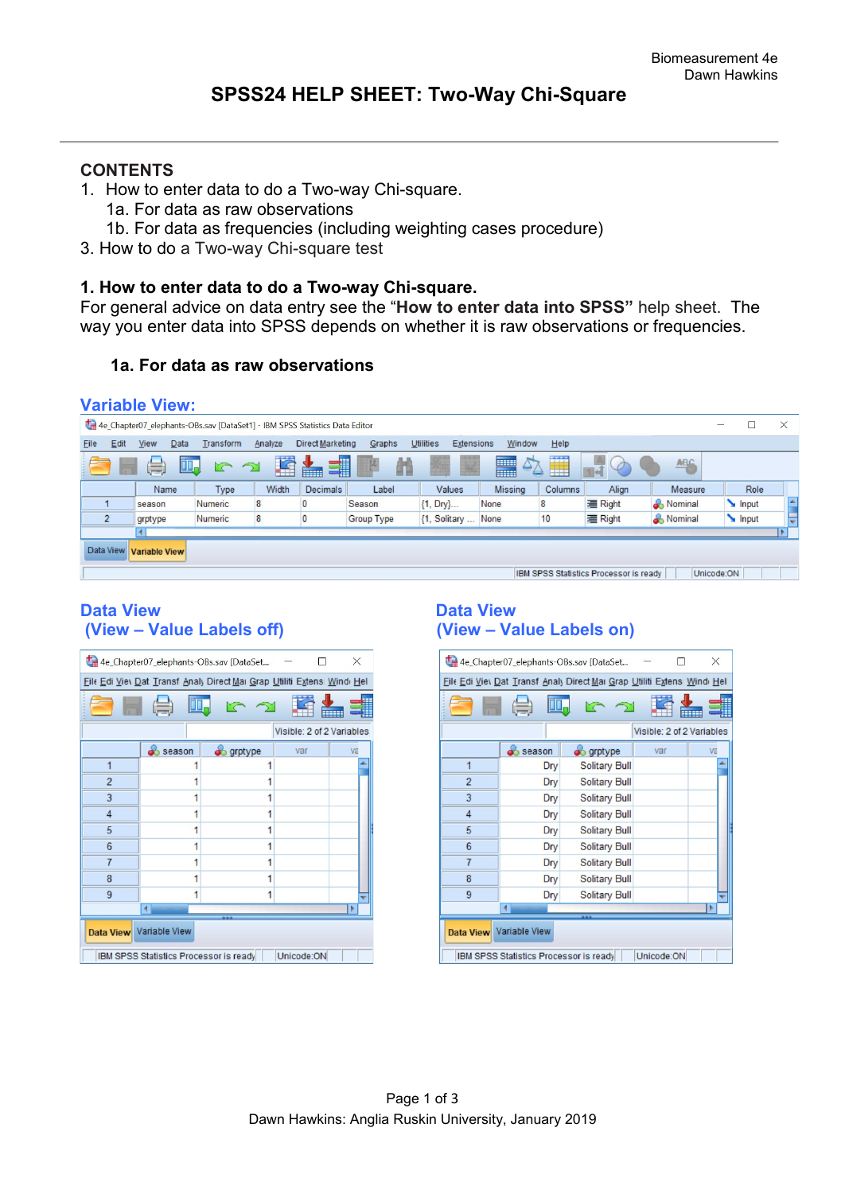# SPSS24 HELP SHEET: Two-Way Chi-Square

## CONTENTS

1. How to enter data to do a Two-way Chi-square.
    1a. For data as raw observations
    1b. For data as frequencies (including weighting cases procedure)
3. How to do a Two-way Chi-square test

## 1. How to enter data to do a Two-way Chi-square.

For general advice on data entry see the "**How to enter data into SPSS"** help sheet. The way you enter data into SPSS depends on whether it is raw observations or frequencies.

### 1a. For data as raw observations

**Variable View:**

| | Name | Type | Width | Decimals | Label | Values | Missing | Columns | Align | Measure | Role |
|---|---|---|---|---|---|---|---|---|---|---|---|
| 1 | season | Numeric | 8 | 0 | Season | {1, Dry}... | None | 8 | Right | Nominal | Input |
| 2 | grptype | Numeric | 8 | 0 | Group Type | {1, Solitary ... | None | 10 | Right | Nominal | Input |

**Data View (View – Value Labels off)**

| | season | grptype |
|---|---|---|
| 1 | 1 | 1 |
| 2 | 1 | 1 |
| 3 | 1 | 1 |
| 4 | 1 | 1 |
| 5 | 1 | 1 |
| 6 | 1 | 1 |
| 7 | 1 | 1 |
| 8 | 1 | 1 |
| 9 | 1 | 1 |

**Data View (View – Value Labels on)**

| | season | grptype |
|---|---|---|
| 1 | Dry | Solitary Bull |
| 2 | Dry | Solitary Bull |
| 3 | Dry | Solitary Bull |
| 4 | Dry | Solitary Bull |
| 5 | Dry | Solitary Bull |
| 6 | Dry | Solitary Bull |
| 7 | Dry | Solitary Bull |
| 8 | Dry | Solitary Bull |
| 9 | Dry | Solitary Bull |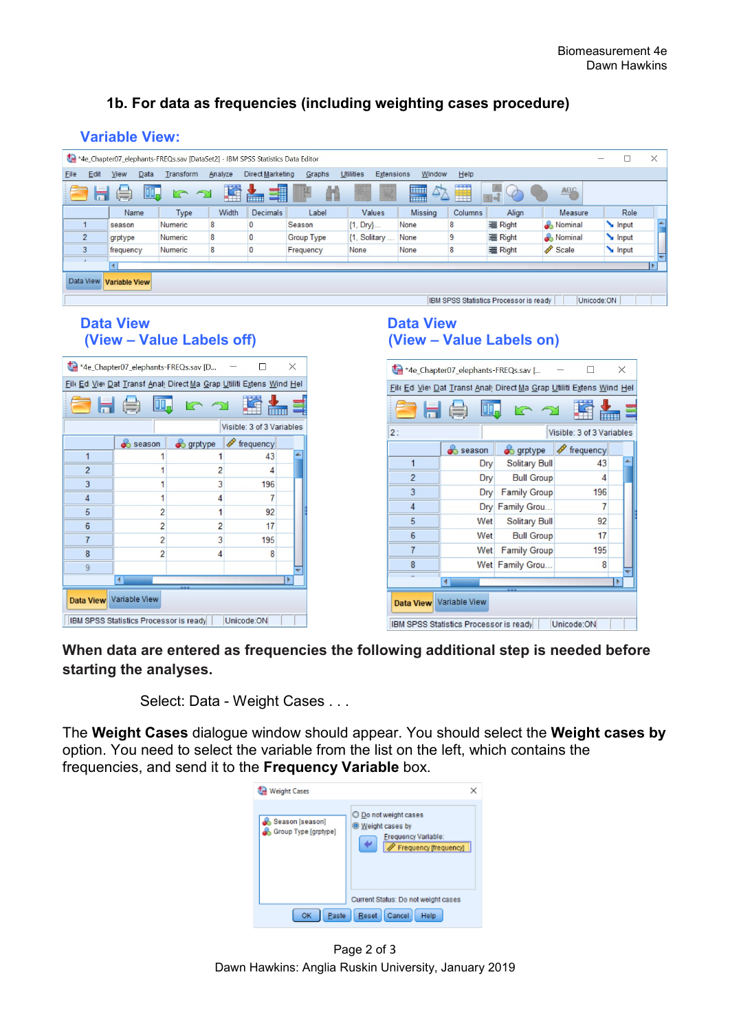## 1b. For data as frequencies (including weighting cases procedure)

### Variable View:

| | Name | Type | Width | Decimals | Label | Values | Missing | Columns | Align | Measure | Role |
|---|---|---|---|---|---|---|---|---|---|---|---|
| 1 | season | Numeric | 8 | 0 | Season | {1, Dry}... | None | 8 | Right | Nominal | Input |
| 2 | grptype | Numeric | 8 | 0 | Group Type | {1, Solitary ... | None | 9 | Right | Nominal | Input |
| 3 | frequency | Numeric | 8 | 0 | Frequency | None | None | 8 | Right | Scale | Input |

### Data View (View – Value Labels off)

| | season | grptype | frequency |
|---|---|---|---|
| 1 | 1 | 1 | 43 |
| 2 | 1 | 2 | 4 |
| 3 | 1 | 3 | 196 |
| 4 | 1 | 4 | 7 |
| 5 | 2 | 1 | 92 |
| 6 | 2 | 2 | 17 |
| 7 | 2 | 3 | 195 |
| 8 | 2 | 4 | 8 |

### Data View (View – Value Labels on)

| | season | grptype | frequency |
|---|---|---|---|
| 1 | Dry | Solitary Bull | 43 |
| 2 | Dry | Bull Group | 4 |
| 3 | Dry | Family Group | 196 |
| 4 | Dry | Family Grou... | 7 |
| 5 | Wet | Solitary Bull | 92 |
| 6 | Wet | Bull Group | 17 |
| 7 | Wet | Family Group | 195 |
| 8 | Wet | Family Grou... | 8 |

**When data are entered as frequencies the following additional step is needed before starting the analyses.**

Select: Data - Weight Cases . . .

The **Weight Cases** dialogue window should appear. You should select the **Weight cases by** option. You need to select the variable from the list on the left, which contains the frequencies, and send it to the **Frequency Variable** box.

Weight Cases: Season [season], Group Type [grptype]; ○ Do not weight cases; ● Weight cases by; Frequency Variable: Frequency [frequency]; Current Status: Do not weight cases; OK | Paste | Reset | Cancel | Help

Dawn Hawkins: Anglia Ruskin University, January 2019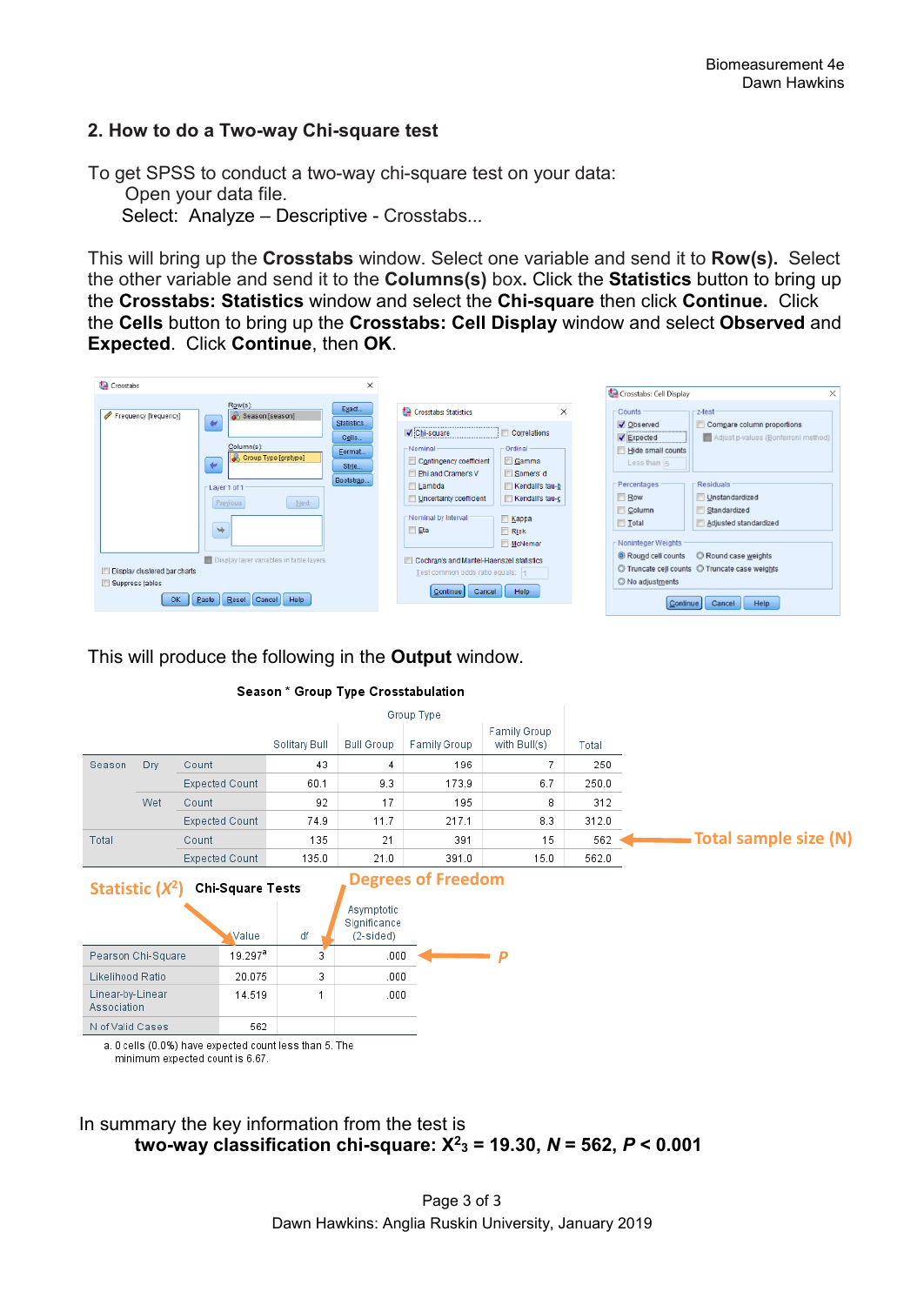## 2. How to do a Two-way Chi-square test

To get SPSS to conduct a two-way chi-square test on your data:

Open your data file.

Select: Analyze – Descriptive - Crosstabs...

This will bring up the **Crosstabs** window. Select one variable and send it to **Row(s).** Select the other variable and send it to the **Columns(s)** box**.** Click the **Statistics** button to bring up the **Crosstabs: Statistics** window and select the **Chi-square** then click **Continue.** Click the **Cells** button to bring up the **Crosstabs: Cell Display** window and select **Observed** and **Expected**. Click **Continue**, then **OK**.

This will produce the following in the **Output** window.

**Season * Group Type Crosstabulation**

| | | | Group Type | | | | |
|---|---|---|---|---|---|---|---|
| | | | Solitary Bull | Bull Group | Family Group | Family Group with Bull(s) | Total |
| Season | Dry | Count | 43 | 4 | 196 | 7 | 250 |
| | | Expected Count | 60.1 | 9.3 | 173.9 | 6.7 | 250.0 |
| | Wet | Count | 92 | 17 | 195 | 8 | 312 |
| | | Expected Count | 74.9 | 11.7 | 217.1 | 8.3 | 312.0 |
| Total | | Count | 135 | 21 | 391 | 15 | 562 |
| | | Expected Count | 135.0 | 21.0 | 391.0 | 15.0 | 562.0 |

Total sample size (N)

**Chi-Square Tests**

Statistic ($X^2$)

Degrees of Freedom

| | Value | df | Asymptotic Significance (2-sided) |
|---|---|---|---|
| Pearson Chi-Square | 19.297[a] | 3 | .000 |
| Likelihood Ratio | 20.075 | 3 | .000 |
| Linear-by-Linear Association | 14.519 | 1 | .000 |
| N of Valid Cases | 562 | | |

a. 0 cells (0.0%) have expected count less than 5. The minimum expected count is 6.67.

*P*

In summary the key information from the test is

**two-way classification chi-square: $X^2_3 = 19.30$, $N = 562$, $P < 0.001$**